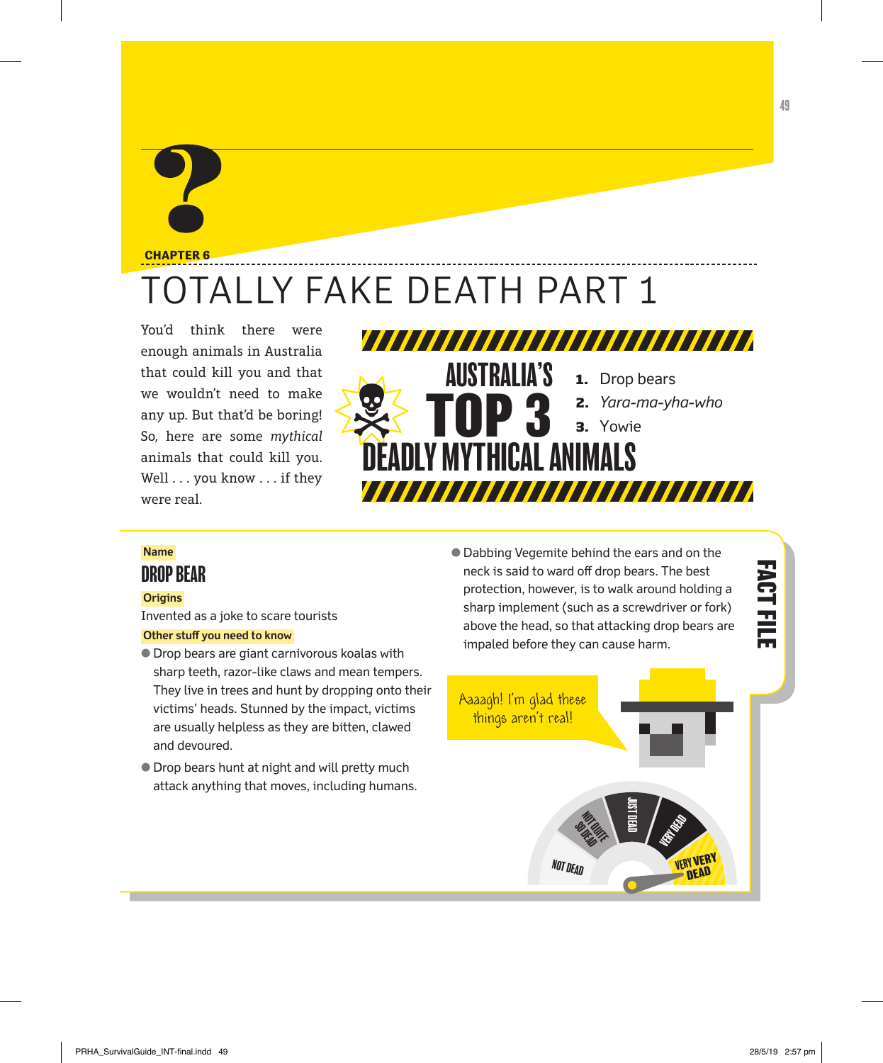CHAPTER 6

# TOTALLY FAKE DEATH PART 1

You'd think there were enough animals in Australia that could kill you and that we wouldn't need to make any up. But that'd be boring! So, here are some *mythical* animals that could kill you. Well . . . you know . . . if they were real.

## AUSTRALIA'S TOP 3 DEADLY MYTHICAL ANIMALS

1. Drop bears
2. *Yara-ma-yha-who*
3. Yowie

## FACT FILE

**Name**

### DROP BEAR

**Origins**

Invented as a joke to scare tourists

**Other stuff you need to know**

- Drop bears are giant carnivorous koalas with sharp teeth, razor-like claws and mean tempers. They live in trees and hunt by dropping onto their victims' heads. Stunned by the impact, victims are usually helpless as they are bitten, clawed and devoured.
- Drop bears hunt at night and will pretty much attack anything that moves, including humans.
- Dabbing Vegemite behind the ears and on the neck is said to ward off drop bears. The best protection, however, is to walk around holding a sharp implement (such as a screwdriver or fork) above the head, so that attacking drop bears are impaled before they can cause harm.

Aaaagh! I'm glad these things aren't real!

NOT DEAD | NOT QUITE SO DEAD | JUST DEAD | VERY DEAD | VERY VERY DEAD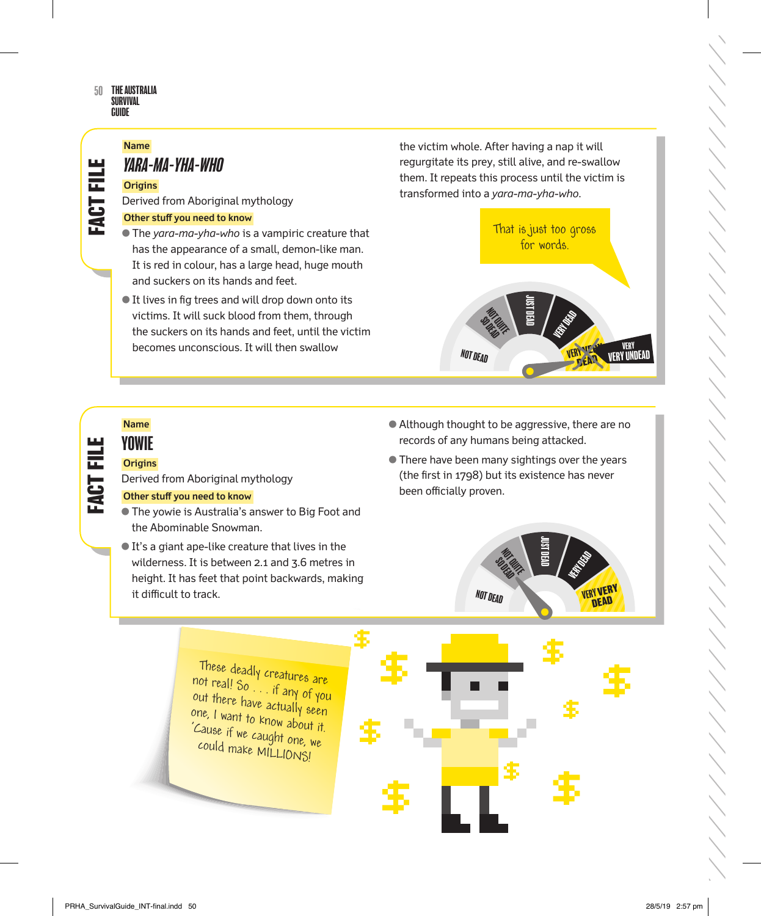## FACT FILE

**Name**

### *YARA-MA-YHA-WHO*

**Origins**

Derived from Aboriginal mythology

**Other stuff you need to know**

- The *yara-ma-yha-who* is a vampiric creature that has the appearance of a small, demon-like man. It is red in colour, has a large head, huge mouth and suckers on its hands and feet.
- It lives in fig trees and will drop down onto its victims. It will suck blood from them, through the suckers on its hands and feet, until the victim becomes unconscious. It will then swallow the victim whole. After having a nap it will regurgitate its prey, still alive, and re-swallow them. It repeats this process until the victim is transformed into a *yara-ma-yha-who*.

That is just too gross for words.

NOT DEAD · NOT QUITE SO DEAD · JUST DEAD · VERY DEAD · ~~VERY VERY DEAD~~ VERY VERY UNDEAD

## FACT FILE

**Name**

### YOWIE

**Origins**

Derived from Aboriginal mythology

**Other stuff you need to know**

- The yowie is Australia's answer to Big Foot and the Abominable Snowman.
- It's a giant ape-like creature that lives in the wilderness. It is between 2.1 and 3.6 metres in height. It has feet that point backwards, making it difficult to track.
- Although thought to be aggressive, there are no records of any humans being attacked.
- There have been many sightings over the years (the first in 1798) but its existence has never been officially proven.

NOT DEAD · NOT QUITE SO DEAD · JUST DEAD · VERY DEAD · VERY VERY DEAD

These deadly creatures are not real! So . . . if any of you out there have actually seen one, I want to know about it. 'Cause if we caught one, we could make MILLIONS!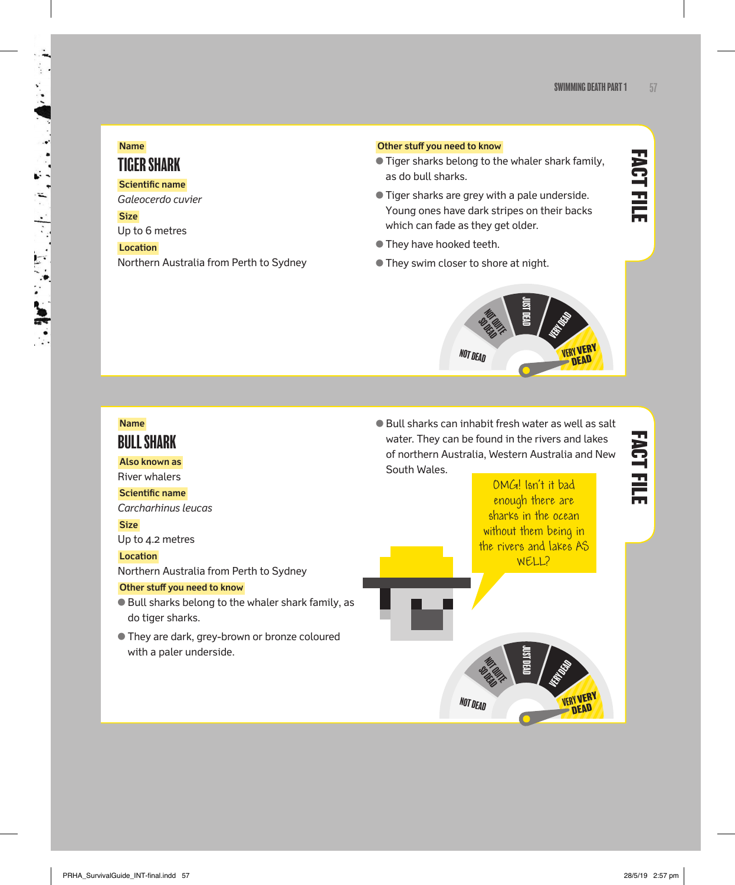## FACT FILE

**Name**

# TIGER SHARK

**Scientific name**

*Galeocerdo cuvier*

**Size**

Up to 6 metres

**Location**

Northern Australia from Perth to Sydney

**Other stuff you need to know**

- Tiger sharks belong to the whaler shark family, as do bull sharks.
- Tiger sharks are grey with a pale underside. Young ones have dark stripes on their backs which can fade as they get older.
- They have hooked teeth.
- They swim closer to shore at night.

NOT DEAD
NOT QUITE SO DEAD
JUST DEAD
VERY DEAD
VERY VERY DEAD

## FACT FILE

**Name**

# BULL SHARK

**Also known as**

River whalers

**Scientific name**

*Carcharhinus leucas*

**Size**

Up to 4.2 metres

**Location**

Northern Australia from Perth to Sydney

**Other stuff you need to know**

- Bull sharks belong to the whaler shark family, as do tiger sharks.
- They are dark, grey-brown or bronze coloured with a paler underside.
- Bull sharks can inhabit fresh water as well as salt water. They can be found in the rivers and lakes of northern Australia, Western Australia and New South Wales.

OMG! Isn't it bad enough there are sharks in the ocean without them being in the rivers and lakes AS WELL?

NOT DEAD
NOT QUITE SO DEAD
JUST DEAD
VERY DEAD
VERY VERY DEAD